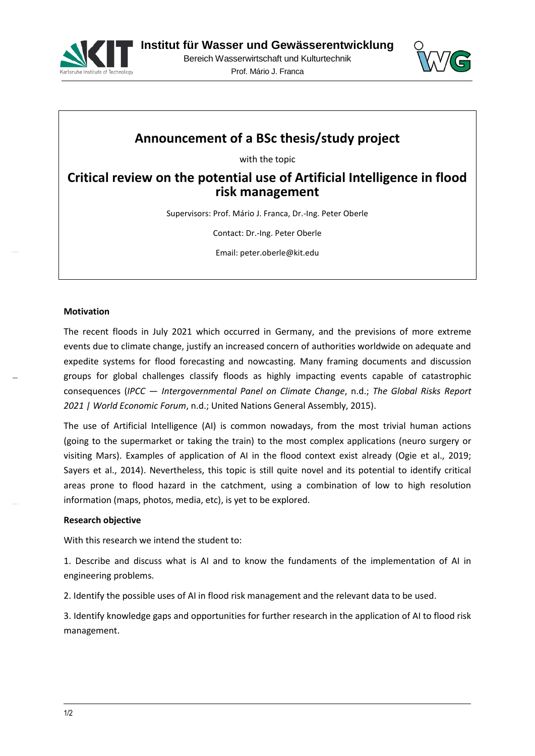Institut für Wasser und Gewässerentwicklung

Bereich Wasserwirtschaft und Kulturtechnik

Prof. Mário J. Franca

# Announcement of a BSc thesis/study project

with the topic

# Critical review on the potential use of Artificial Intelligence in flood risk management

Supervisors: Prof. Mário J. Franca, Dr.-Ing. Peter Oberle

Contact: Dr.-Ing. Peter Oberle

Email: peter.oberle@kit.edu

## Motivation

The recent floods in July 2021 which occurred in Germany, and the previsions of more extreme events due to climate change, justify an increased concern of authorities worldwide on adequate and expedite systems for flood forecasting and nowcasting. Many framing documents and discussion groups for global challenges classify floods as highly impacting events capable of catastrophic consequences (*IPCC — Intergovernmental Panel on Climate Change*, n.d.; *The Global Risks Report 2021 | World Economic Forum*, n.d.; United Nations General Assembly, 2015).

The use of Artificial Intelligence (AI) is common nowadays, from the most trivial human actions (going to the supermarket or taking the train) to the most complex applications (neuro surgery or visiting Mars). Examples of application of AI in the flood context exist already (Ogie et al., 2019; Sayers et al., 2014). Nevertheless, this topic is still quite novel and its potential to identify critical areas prone to flood hazard in the catchment, using a combination of low to high resolution information (maps, photos, media, etc), is yet to be explored.

## Research objective

With this research we intend the student to:

1. Describe and discuss what is AI and to know the fundaments of the implementation of AI in engineering problems.

2. Identify the possible uses of AI in flood risk management and the relevant data to be used.

3. Identify knowledge gaps and opportunities for further research in the application of AI to flood risk management.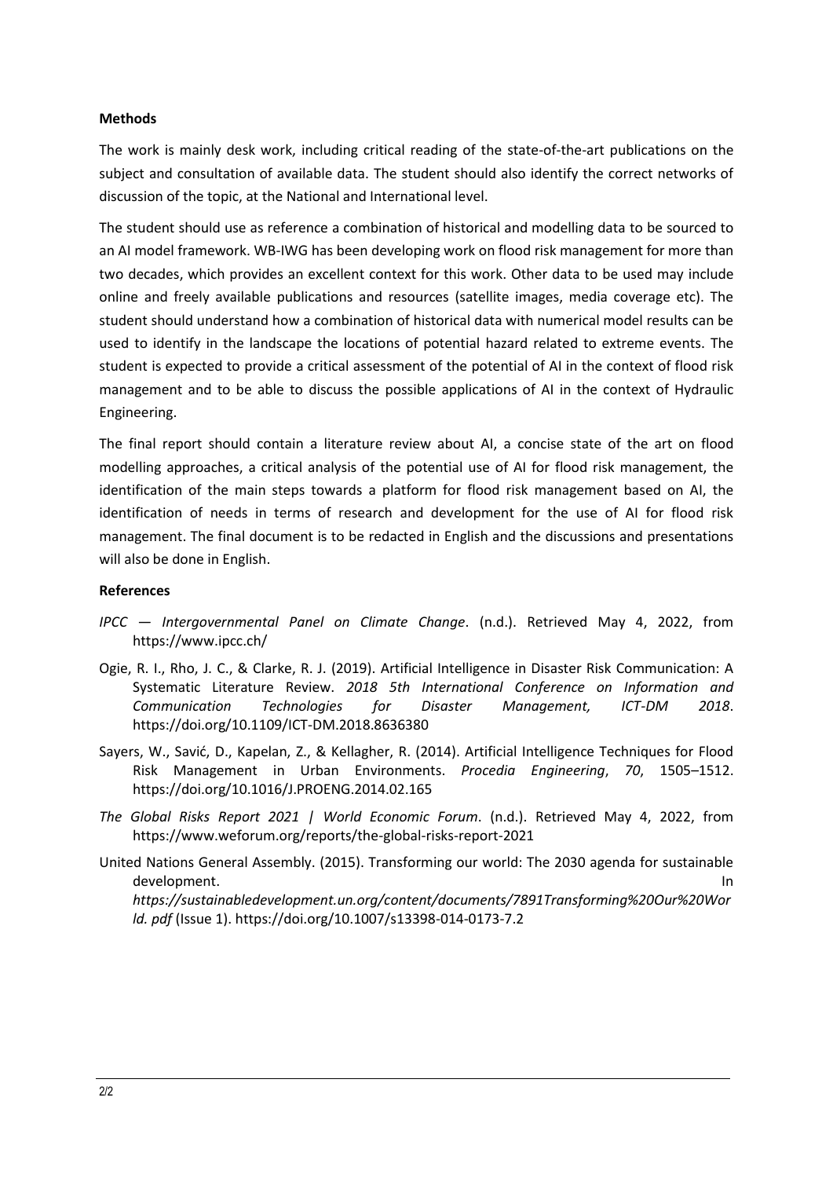**Methods**

The work is mainly desk work, including critical reading of the state-of-the-art publications on the subject and consultation of available data. The student should also identify the correct networks of discussion of the topic, at the National and International level.

The student should use as reference a combination of historical and modelling data to be sourced to an AI model framework. WB-IWG has been developing work on flood risk management for more than two decades, which provides an excellent context for this work. Other data to be used may include online and freely available publications and resources (satellite images, media coverage etc). The student should understand how a combination of historical data with numerical model results can be used to identify in the landscape the locations of potential hazard related to extreme events. The student is expected to provide a critical assessment of the potential of AI in the context of flood risk management and to be able to discuss the possible applications of AI in the context of Hydraulic Engineering.

The final report should contain a literature review about AI, a concise state of the art on flood modelling approaches, a critical analysis of the potential use of AI for flood risk management, the identification of the main steps towards a platform for flood risk management based on AI, the identification of needs in terms of research and development for the use of AI for flood risk management. The final document is to be redacted in English and the discussions and presentations will also be done in English.

**References**

*IPCC — Intergovernmental Panel on Climate Change*. (n.d.). Retrieved May 4, 2022, from https://www.ipcc.ch/

Ogie, R. I., Rho, J. C., & Clarke, R. J. (2019). Artificial Intelligence in Disaster Risk Communication: A Systematic Literature Review. *2018 5th International Conference on Information and Communication Technologies for Disaster Management, ICT-DM 2018*. https://doi.org/10.1109/ICT-DM.2018.8636380

Sayers, W., Savić, D., Kapelan, Z., & Kellagher, R. (2014). Artificial Intelligence Techniques for Flood Risk Management in Urban Environments. *Procedia Engineering*, *70*, 1505–1512. https://doi.org/10.1016/J.PROENG.2014.02.165

*The Global Risks Report 2021 | World Economic Forum*. (n.d.). Retrieved May 4, 2022, from https://www.weforum.org/reports/the-global-risks-report-2021

United Nations General Assembly. (2015). Transforming our world: The 2030 agenda for sustainable development. In *https://sustainabledevelopment.un.org/content/documents/7891Transforming%20Our%20World. pdf* (Issue 1). https://doi.org/10.1007/s13398-014-0173-7.2